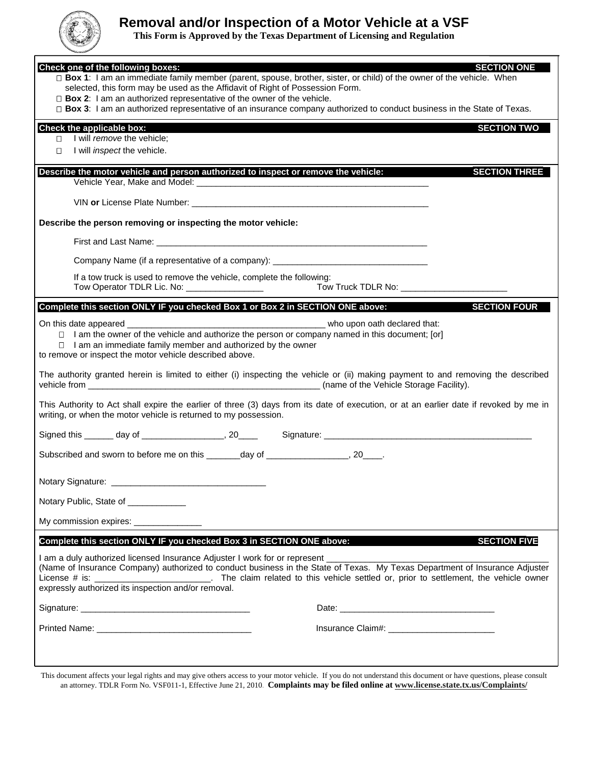# Removal and/or Inspection of a Motor Vehicle at a VSF

**This Form is Approved by the Texas Department of Licensing and Regulation**

**Check one of the following boxes:** **SECTION ONE**

- ☐ **Box 1**: I am an immediate family member (parent, spouse, brother, sister, or child) of the owner of the vehicle. When selected, this form may be used as the Affidavit of Right of Possession Form.
- ☐ **Box 2**: I am an authorized representative of the owner of the vehicle.
- ☐ **Box 3**: I am an authorized representative of an insurance company authorized to conduct business in the State of Texas.

**Check the applicable box:** **SECTION TWO**

- ☐ I will *remove* the vehicle;
- ☐ I will *inspect* the vehicle.

**Describe the motor vehicle and person authorized to inspect or remove the vehicle:** **SECTION THREE**

Vehicle Year, Make and Model: ___________________________________________________

VIN **or** License Plate Number: ___________________________________________________

**Describe the person removing or inspecting the motor vehicle:**

First and Last Name: ___________________________________________________________

Company Name (if a representative of a company): ________________________________

If a tow truck is used to remove the vehicle, complete the following:
Tow Operator TDLR Lic. No: ________________ Tow Truck TDLR No: ______________________

**Complete this section ONLY IF you checked Box 1 or Box 2 in SECTION ONE above:** **SECTION FOUR**

On this date appeared ________________________________________ who upon oath declared that:

- ☐ I am the owner of the vehicle and authorize the person or company named in this document; [or]
- ☐ I am an immediate family member and authorized by the owner

to remove or inspect the motor vehicle described above.

The authority granted herein is limited to either (i) inspecting the vehicle or (ii) making payment to and removing the described vehicle from ______________________________________________ (name of the Vehicle Storage Facility).

This Authority to Act shall expire the earlier of three (3) days from its date of execution, or at an earlier date if revoked by me in writing, or when the motor vehicle is returned to my possession.

Signed this ______ day of _________________, 20____ Signature: ____________________________________________

Subscribed and sworn to before me on this _______day of _________________, 20____.

Notary Signature: ________________________________

Notary Public, State of ____________

My commission expires: ______________

**Complete this section ONLY IF you checked Box 3 in SECTION ONE above:** **SECTION FIVE**

I am a duly authorized licensed Insurance Adjuster I work for or represent ____________________________________________ (Name of Insurance Company) authorized to conduct business in the State of Texas. My Texas Department of Insurance Adjuster License # is: ________________________. The claim related to this vehicle settled or, prior to settlement, the vehicle owner expressly authorized its inspection and/or removal.

Signature: ___________________________________ Date: ________________________________

Printed Name: ________________________________ Insurance Claim#: ______________________

This document affects your legal rights and may give others access to your motor vehicle. If you do not understand this document or have questions, please consult an attorney. TDLR Form No. VSF011-1, Effective June 21, 2010. **Complaints may be filed online at www.license.state.tx.us/Complaints/**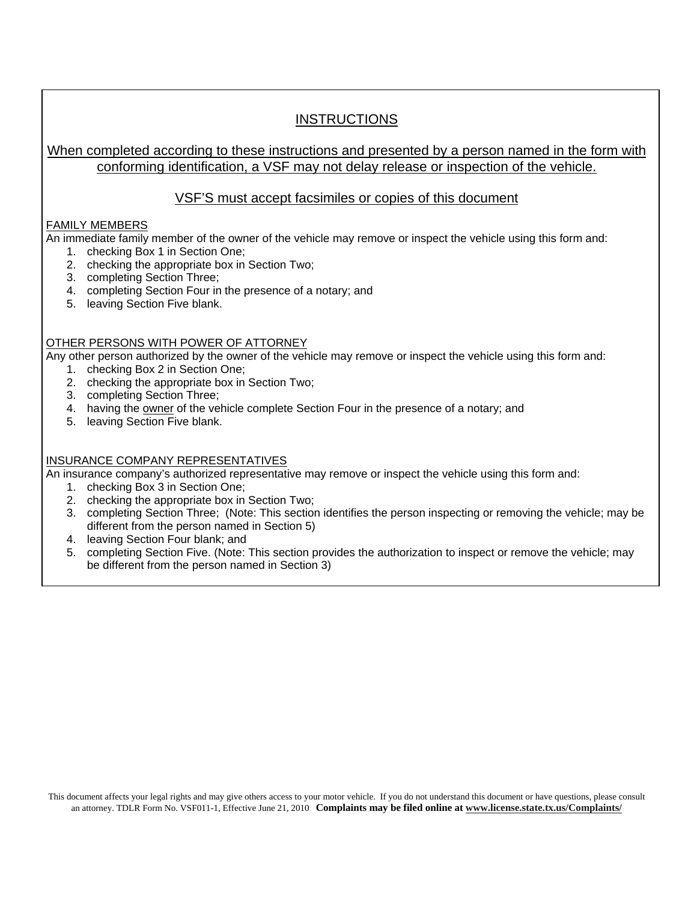## INSTRUCTIONS

When completed according to these instructions and presented by a person named in the form with conforming identification, a VSF may not delay release or inspection of the vehicle.

VSF'S must accept facsimiles or copies of this document

FAMILY MEMBERS

An immediate family member of the owner of the vehicle may remove or inspect the vehicle using this form and:

1. checking Box 1 in Section One;
2. checking the appropriate box in Section Two;
3. completing Section Three;
4. completing Section Four in the presence of a notary; and
5. leaving Section Five blank.

OTHER PERSONS WITH POWER OF ATTORNEY

Any other person authorized by the owner of the vehicle may remove or inspect the vehicle using this form and:

1. checking Box 2 in Section One;
2. checking the appropriate box in Section Two;
3. completing Section Three;
4. having the owner of the vehicle complete Section Four in the presence of a notary; and
5. leaving Section Five blank.

INSURANCE COMPANY REPRESENTATIVES

An insurance company's authorized representative may remove or inspect the vehicle using this form and:

1. checking Box 3 in Section One;
2. checking the appropriate box in Section Two;
3. completing Section Three; (Note: This section identifies the person inspecting or removing the vehicle; may be different from the person named in Section 5)
4. leaving Section Four blank; and
5. completing Section Five. (Note: This section provides the authorization to inspect or remove the vehicle; may be different from the person named in Section 3)

This document affects your legal rights and may give others access to your motor vehicle. If you do not understand this document or have questions, please consult an attorney. TDLR Form No. VSF011-1, Effective June 21, 2010. **Complaints may be filed online at www.license.state.tx.us/Complaints/**